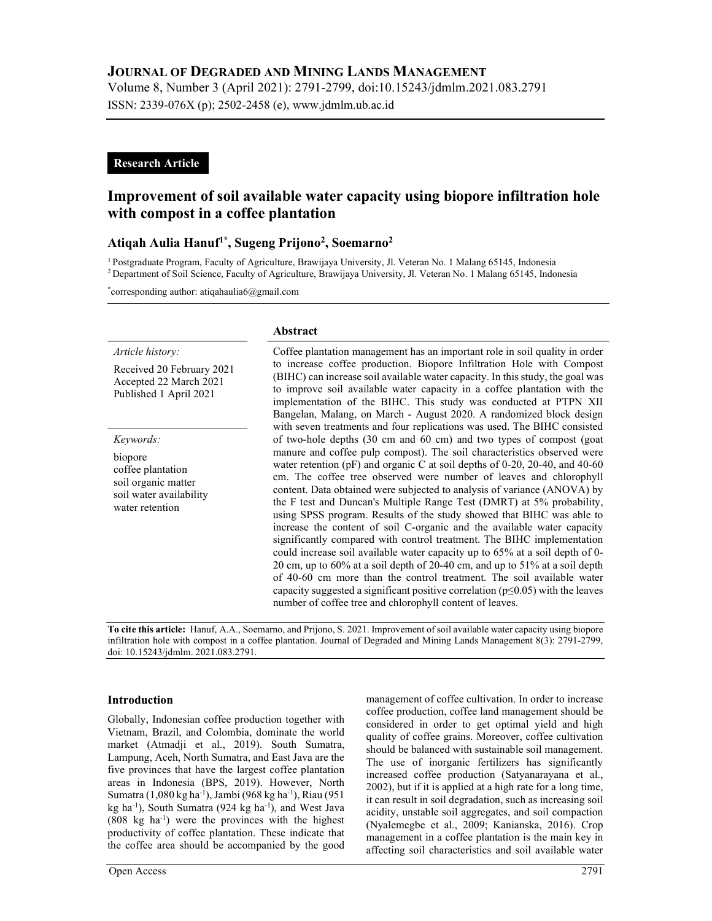**JOURNAL OF DEGRADED AND MINING LANDS MANAGEMENT**

Volume 8, Number 3 (April 2021): 2791-2799, doi:10.15243/jdmlm.2021.083.2791

ISSN: 2339-076X (p); 2502-2458 (e), www.jdmlm.ub.ac.id

**Research Article**

# Improvement of soil available water capacity using biopore infiltration hole with compost in a coffee plantation

**Atiqah Aulia Hanuf[1*], Sugeng Prijono[2], Soemarno[2]**

[1] Postgraduate Program, Faculty of Agriculture, Brawijaya University, Jl. Veteran No. 1 Malang 65145, Indonesia

[2] Department of Soil Science, Faculty of Agriculture, Brawijaya University, Jl. Veteran No. 1 Malang 65145, Indonesia

[*]corresponding author: atiqahaulia6@gmail.com

*Article history:*

Received 20 February 2021
Accepted 22 March 2021
Published 1 April 2021

*Keywords:*

biopore
coffee plantation
soil organic matter
soil water availability
water retention

## Abstract

Coffee plantation management has an important role in soil quality in order to increase coffee production. Biopore Infiltration Hole with Compost (BIHC) can increase soil available water capacity. In this study, the goal was to improve soil available water capacity in a coffee plantation with the implementation of the BIHC. This study was conducted at PTPN XII Bangelan, Malang, on March - August 2020. A randomized block design with seven treatments and four replications was used. The BIHC consisted of two-hole depths (30 cm and 60 cm) and two types of compost (goat manure and coffee pulp compost). The soil characteristics observed were water retention (pF) and organic C at soil depths of 0-20, 20-40, and 40-60 cm. The coffee tree observed were number of leaves and chlorophyll content. Data obtained were subjected to analysis of variance (ANOVA) by the F test and Duncan's Multiple Range Test (DMRT) at 5% probability, using SPSS program. Results of the study showed that BIHC was able to increase the content of soil C-organic and the available water capacity significantly compared with control treatment. The BIHC implementation could increase soil available water capacity up to 65% at a soil depth of 0-20 cm, up to 60% at a soil depth of 20-40 cm, and up to 51% at a soil depth of 40-60 cm more than the control treatment. The soil available water capacity suggested a significant positive correlation ($p \leq 0.05$) with the leaves number of coffee tree and chlorophyll content of leaves.

**To cite this article:** Hanuf, A.A., Soemarno, and Prijono, S. 2021. Improvement of soil available water capacity using biopore infiltration hole with compost in a coffee plantation. Journal of Degraded and Mining Lands Management 8(3): 2791-2799, doi: 10.15243/jdmlm. 2021.083.2791.

## Introduction

Globally, Indonesian coffee production together with Vietnam, Brazil, and Colombia, dominate the world market (Atmadji et al., 2019). South Sumatra, Lampung, Aceh, North Sumatra, and East Java are the five provinces that have the largest coffee plantation areas in Indonesia (BPS, 2019). However, North Sumatra (1,080 kg ha$^{-1}$), Jambi (968 kg ha$^{-1}$), Riau (951 kg ha$^{-1}$), South Sumatra (924 kg ha$^{-1}$), and West Java (808 kg ha$^{-1}$) were the provinces with the highest productivity of coffee plantation. These indicate that the coffee area should be accompanied by the good management of coffee cultivation. In order to increase coffee production, coffee land management should be considered in order to get optimal yield and high quality of coffee grains. Moreover, coffee cultivation should be balanced with sustainable soil management. The use of inorganic fertilizers has significantly increased coffee production (Satyanarayana et al., 2002), but if it is applied at a high rate for a long time, it can result in soil degradation, such as increasing soil acidity, unstable soil aggregates, and soil compaction (Nyalemegbe et al., 2009; Kanianska, 2016). Crop management in a coffee plantation is the main key in affecting soil characteristics and soil available water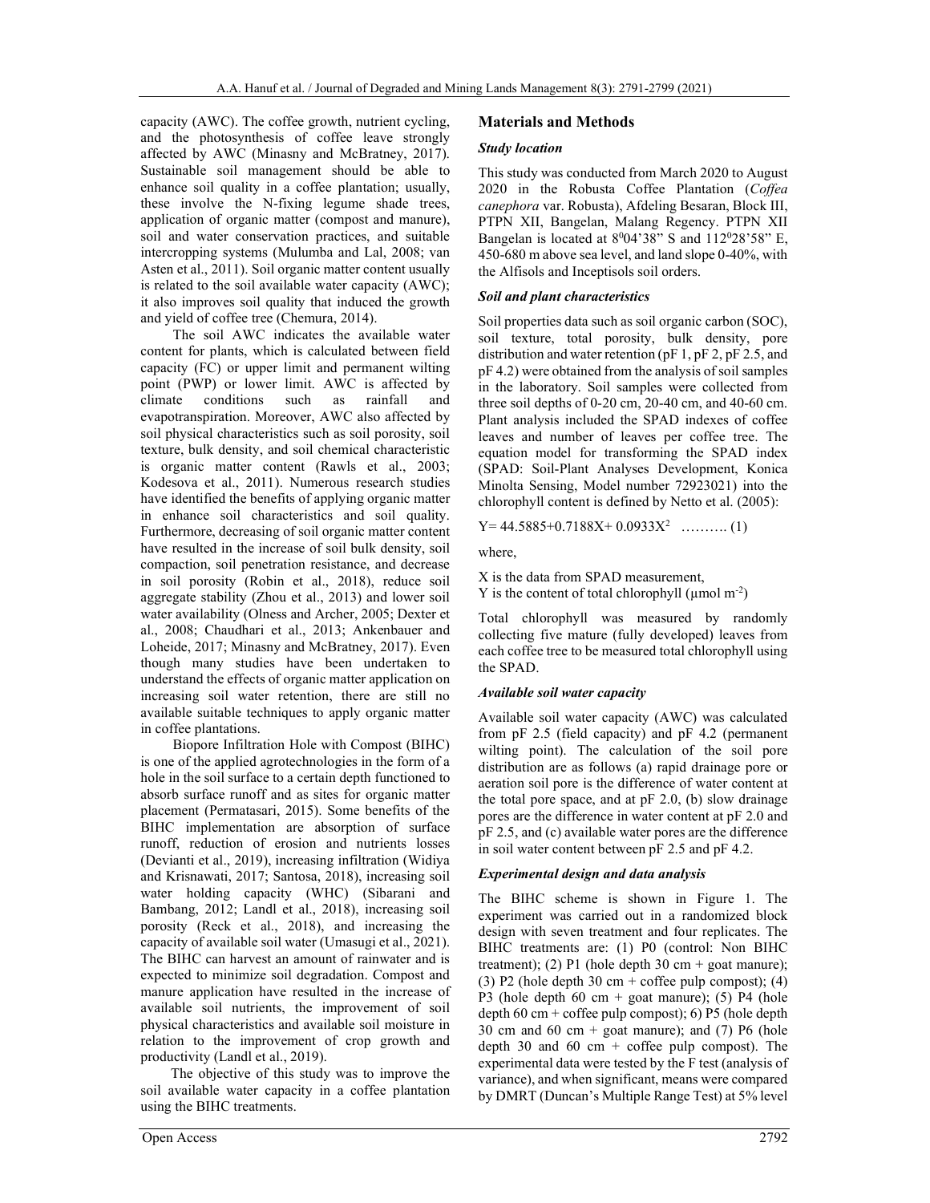capacity (AWC). The coffee growth, nutrient cycling, and the photosynthesis of coffee leave strongly affected by AWC (Minasny and McBratney, 2017). Sustainable soil management should be able to enhance soil quality in a coffee plantation; usually, these involve the N-fixing legume shade trees, application of organic matter (compost and manure), soil and water conservation practices, and suitable intercropping systems (Mulumba and Lal, 2008; van Asten et al., 2011). Soil organic matter content usually is related to the soil available water capacity (AWC); it also improves soil quality that induced the growth and yield of coffee tree (Chemura, 2014).

The soil AWC indicates the available water content for plants, which is calculated between field capacity (FC) or upper limit and permanent wilting point (PWP) or lower limit. AWC is affected by climate conditions such as rainfall and evapotranspiration. Moreover, AWC also affected by soil physical characteristics such as soil porosity, soil texture, bulk density, and soil chemical characteristic is organic matter content (Rawls et al., 2003; Kodesova et al., 2011). Numerous research studies have identified the benefits of applying organic matter in enhance soil characteristics and soil quality. Furthermore, decreasing of soil organic matter content have resulted in the increase of soil bulk density, soil compaction, soil penetration resistance, and decrease in soil porosity (Robin et al., 2018), reduce soil aggregate stability (Zhou et al., 2013) and lower soil water availability (Olness and Archer, 2005; Dexter et al., 2008; Chaudhari et al., 2013; Ankenbauer and Loheide, 2017; Minasny and McBratney, 2017). Even though many studies have been undertaken to understand the effects of organic matter application on increasing soil water retention, there are still no available suitable techniques to apply organic matter in coffee plantations.

Biopore Infiltration Hole with Compost (BIHC) is one of the applied agrotechnologies in the form of a hole in the soil surface to a certain depth functioned to absorb surface runoff and as sites for organic matter placement (Permatasari, 2015). Some benefits of the BIHC implementation are absorption of surface runoff, reduction of erosion and nutrients losses (Devianti et al., 2019), increasing infiltration (Widiya and Krisnawati, 2017; Santosa, 2018), increasing soil water holding capacity (WHC) (Sibarani and Bambang, 2012; Landl et al., 2018), increasing soil porosity (Reck et al., 2018), and increasing the capacity of available soil water (Umasugi et al., 2021). The BIHC can harvest an amount of rainwater and is expected to minimize soil degradation. Compost and manure application have resulted in the increase of available soil nutrients, the improvement of soil physical characteristics and available soil moisture in relation to the improvement of crop growth and productivity (Landl et al., 2019).

The objective of this study was to improve the soil available water capacity in a coffee plantation using the BIHC treatments.

## Materials and Methods

### *Study location*

This study was conducted from March 2020 to August 2020 in the Robusta Coffee Plantation (*Coffea canephora* var. Robusta), Afdeling Besaran, Block III, PTPN XII, Bangelan, Malang Regency. PTPN XII Bangelan is located at $8^0$04'38" S and $112^0$28'58" E, 450-680 m above sea level, and land slope 0-40%, with the Alfisols and Inceptisols soil orders.

### *Soil and plant characteristics*

Soil properties data such as soil organic carbon (SOC), soil texture, total porosity, bulk density, pore distribution and water retention (pF 1, pF 2, pF 2.5, and pF 4.2) were obtained from the analysis of soil samples in the laboratory. Soil samples were collected from three soil depths of 0-20 cm, 20-40 cm, and 40-60 cm. Plant analysis included the SPAD indexes of coffee leaves and number of leaves per coffee tree. The equation model for transforming the SPAD index (SPAD: Soil-Plant Analyses Development, Konica Minolta Sensing, Model number 72923021) into the chlorophyll content is defined by Netto et al. (2005):

$$Y = 44.5885 + 0.7188X + 0.0933X^2 \quad \ldots\ldots\ldots (1)$$

where,

X is the data from SPAD measurement,
Y is the content of total chlorophyll (μmol $m^{-2}$)

Total chlorophyll was measured by randomly collecting five mature (fully developed) leaves from each coffee tree to be measured total chlorophyll using the SPAD.

### *Available soil water capacity*

Available soil water capacity (AWC) was calculated from pF 2.5 (field capacity) and pF 4.2 (permanent wilting point). The calculation of the soil pore distribution are as follows (a) rapid drainage pore or aeration soil pore is the difference of water content at the total pore space, and at pF 2.0, (b) slow drainage pores are the difference in water content at pF 2.0 and pF 2.5, and (c) available water pores are the difference in soil water content between pF 2.5 and pF 4.2.

### *Experimental design and data analysis*

The BIHC scheme is shown in Figure 1. The experiment was carried out in a randomized block design with seven treatment and four replicates. The BIHC treatments are: (1) P0 (control: Non BIHC treatment); (2) P1 (hole depth 30 cm + goat manure); (3) P2 (hole depth 30 cm + coffee pulp compost); (4) P3 (hole depth 60 cm + goat manure); (5) P4 (hole depth 60 cm + coffee pulp compost); 6) P5 (hole depth 30 cm and 60 cm + goat manure); and (7) P6 (hole depth 30 and 60 cm + coffee pulp compost). The experimental data were tested by the F test (analysis of variance), and when significant, means were compared by DMRT (Duncan's Multiple Range Test) at 5% level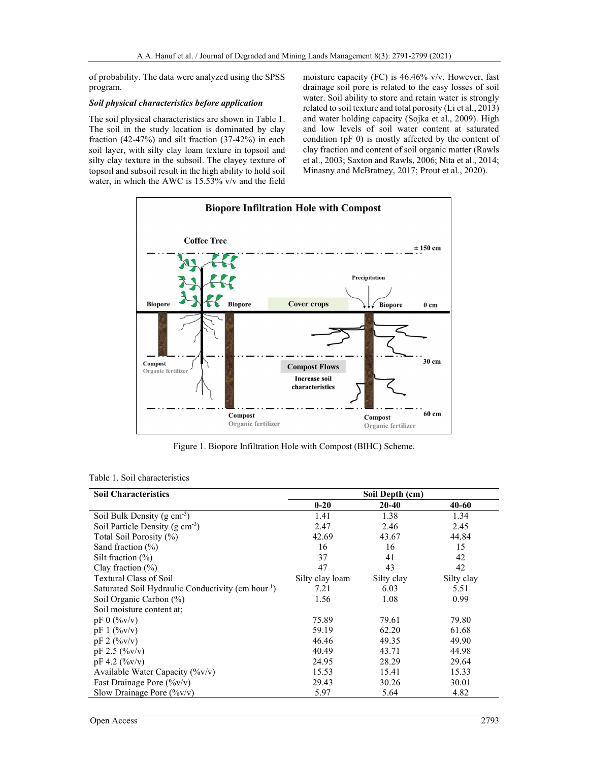of probability. The data were analyzed using the SPSS program.

***Soil physical characteristics before application***

The soil physical characteristics are shown in Table 1. The soil in the study location is dominated by clay fraction (42-47%) and silt fraction (37-42%) in each soil layer, with silty clay loam texture in topsoil and silty clay texture in the subsoil. The clayey texture of topsoil and subsoil result in the high ability to hold soil water, in which the AWC is 15.53% v/v and the field moisture capacity (FC) is 46.46% v/v. However, fast drainage soil pore is related to the easy losses of soil water. Soil ability to store and retain water is strongly related to soil texture and total porosity (Li et al., 2013) and water holding capacity (Sojka et al., 2009). High and low levels of soil water content at saturated condition (pF 0) is mostly affected by the content of clay fraction and content of soil organic matter (Rawls et al., 2003; Saxton and Rawls, 2006; Nita et al., 2014; Minasny and McBratney, 2017; Prout et al., 2020).

Figure 1. Biopore Infiltration Hole with Compost (BIHC) Scheme.

Table 1. Soil characteristics

| Soil Characteristics | Soil Depth (cm) | | |
|---|---|---|---|
| | 0-20 | 20-40 | 40-60 |
| Soil Bulk Density (g $cm^{-3}$) | 1.41 | 1.38 | 1.34 |
| Soil Particle Density (g $cm^{-3}$) | 2.47 | 2.46 | 2.45 |
| Total Soil Porosity (%) | 42.69 | 43.67 | 44.84 |
| Sand fraction (%) | 16 | 16 | 15 |
| Silt fraction (%) | 37 | 41 | 42 |
| Clay fraction (%) | 47 | 43 | 42 |
| Textural Class of Soil | Silty clay loam | Silty clay | Silty clay |
| Saturated Soil Hydraulic Conductivity (cm $hour^{-1}$) | 7.21 | 6.03 | 5.51 |
| Soil Organic Carbon (%) | 1.56 | 1.08 | 0.99 |
| Soil moisture content at; | | | |
| pF 0 (%v/v) | 75.89 | 79.61 | 79.80 |
| pF 1 (%v/v) | 59.19 | 62.20 | 61.68 |
| pF 2 (%v/v) | 46.46 | 49.35 | 49.90 |
| pF 2.5 (%v/v) | 40.49 | 43.71 | 44.98 |
| pF 4.2 (%v/v) | 24.95 | 28.29 | 29.64 |
| Available Water Capacity (%v/v) | 15.53 | 15.41 | 15.33 |
| Fast Drainage Pore (%v/v) | 29.43 | 30.26 | 30.01 |
| Slow Drainage Pore (%v/v) | 5.97 | 5.64 | 4.82 |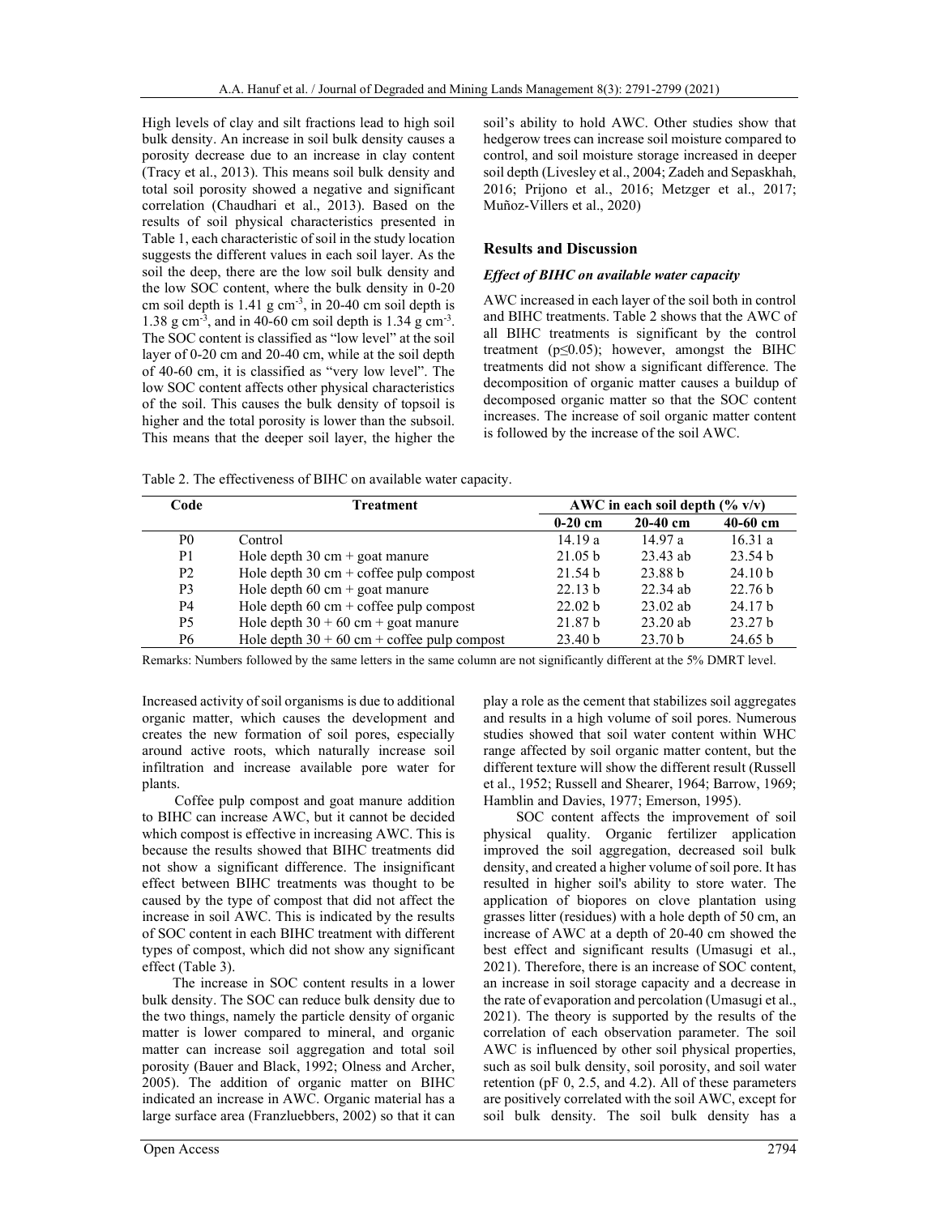High levels of clay and silt fractions lead to high soil bulk density. An increase in soil bulk density causes a porosity decrease due to an increase in clay content (Tracy et al., 2013). This means soil bulk density and total soil porosity showed a negative and significant correlation (Chaudhari et al., 2013). Based on the results of soil physical characteristics presented in Table 1, each characteristic of soil in the study location suggests the different values in each soil layer. As the soil the deep, there are the low soil bulk density and the low SOC content, where the bulk density in 0-20 cm soil depth is 1.41 g $cm^{-3}$, in 20-40 cm soil depth is 1.38 g $cm^{-3}$, and in 40-60 cm soil depth is 1.34 g $cm^{-3}$. The SOC content is classified as "low level" at the soil layer of 0-20 cm and 20-40 cm, while at the soil depth of 40-60 cm, it is classified as "very low level". The low SOC content affects other physical characteristics of the soil. This causes the bulk density of topsoil is higher and the total porosity is lower than the subsoil. This means that the deeper soil layer, the higher the soil's ability to hold AWC. Other studies show that hedgerow trees can increase soil moisture compared to control, and soil moisture storage increased in deeper soil depth (Livesley et al., 2004; Zadeh and Sepaskhah, 2016; Prijono et al., 2016; Metzger et al., 2017; Muñoz-Villers et al., 2020)

## Results and Discussion

### *Effect of BIHC on available water capacity*

AWC increased in each layer of the soil both in control and BIHC treatments. Table 2 shows that the AWC of all BIHC treatments is significant by the control treatment ($p \leq 0.05$); however, amongst the BIHC treatments did not show a significant difference. The decomposition of organic matter causes a buildup of decomposed organic matter so that the SOC content increases. The increase of soil organic matter content is followed by the increase of the soil AWC.

Table 2. The effectiveness of BIHC on available water capacity.

| Code | Treatment | AWC in each soil depth (% v/v) | | |
|---|---|---|---|---|
| | | 0-20 cm | 20-40 cm | 40-60 cm |
| P0 | Control | 14.19 a | 14.97 a | 16.31 a |
| P1 | Hole depth 30 cm + goat manure | 21.05 b | 23.43 ab | 23.54 b |
| P2 | Hole depth 30 cm + coffee pulp compost | 21.54 b | 23.88 b | 24.10 b |
| P3 | Hole depth 60 cm + goat manure | 22.13 b | 22.34 ab | 22.76 b |
| P4 | Hole depth 60 cm + coffee pulp compost | 22.02 b | 23.02 ab | 24.17 b |
| P5 | Hole depth 30 + 60 cm + goat manure | 21.87 b | 23.20 ab | 23.27 b |
| P6 | Hole depth 30 + 60 cm + coffee pulp compost | 23.40 b | 23.70 b | 24.65 b |

Remarks: Numbers followed by the same letters in the same column are not significantly different at the 5% DMRT level.

Increased activity of soil organisms is due to additional organic matter, which causes the development and creates the new formation of soil pores, especially around active roots, which naturally increase soil infiltration and increase available pore water for plants.

Coffee pulp compost and goat manure addition to BIHC can increase AWC, but it cannot be decided which compost is effective in increasing AWC. This is because the results showed that BIHC treatments did not show a significant difference. The insignificant effect between BIHC treatments was thought to be caused by the type of compost that did not affect the increase in soil AWC. This is indicated by the results of SOC content in each BIHC treatment with different types of compost, which did not show any significant effect (Table 3).

The increase in SOC content results in a lower bulk density. The SOC can reduce bulk density due to the two things, namely the particle density of organic matter is lower compared to mineral, and organic matter can increase soil aggregation and total soil porosity (Bauer and Black, 1992; Olness and Archer, 2005). The addition of organic matter on BIHC indicated an increase in AWC. Organic material has a large surface area (Franzluebbers, 2002) so that it can play a role as the cement that stabilizes soil aggregates and results in a high volume of soil pores. Numerous studies showed that soil water content within WHC range affected by soil organic matter content, but the different texture will show the different result (Russell et al., 1952; Russell and Shearer, 1964; Barrow, 1969; Hamblin and Davies, 1977; Emerson, 1995).

SOC content affects the improvement of soil physical quality. Organic fertilizer application improved the soil aggregation, decreased soil bulk density, and created a higher volume of soil pore. It has resulted in higher soil's ability to store water. The application of biopores on clove plantation using grasses litter (residues) with a hole depth of 50 cm, an increase of AWC at a depth of 20-40 cm showed the best effect and significant results (Umasugi et al., 2021). Therefore, there is an increase of SOC content, an increase in soil storage capacity and a decrease in the rate of evaporation and percolation (Umasugi et al., 2021). The theory is supported by the results of the correlation of each observation parameter. The soil AWC is influenced by other soil physical properties, such as soil bulk density, soil porosity, and soil water retention (pF 0, 2.5, and 4.2). All of these parameters are positively correlated with the soil AWC, except for soil bulk density. The soil bulk density has a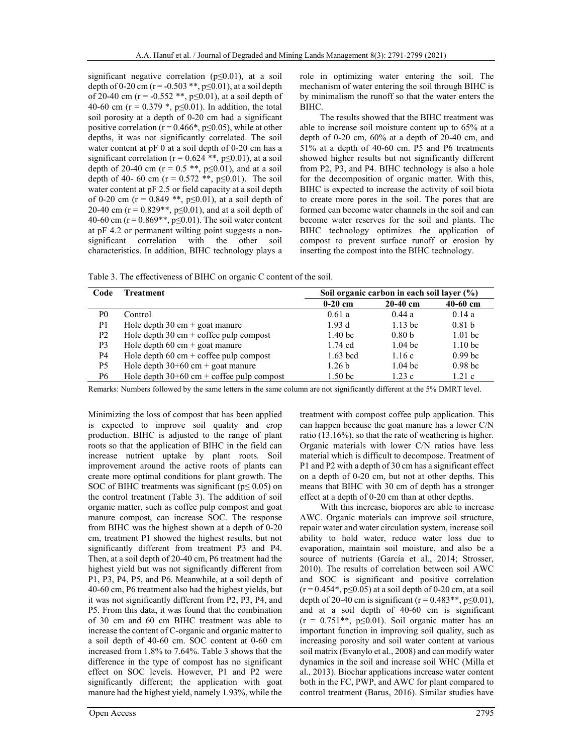significant negative correlation ($p \leq 0.01$), at a soil depth of 0-20 cm ($r = -0.503$ **, $p \leq 0.01$), at a soil depth of 20-40 cm ($r = -0.552$ **, $p \leq 0.01$), at a soil depth of 40-60 cm ($r = 0.379$ *, $p \leq 0.01$). In addition, the total soil porosity at a depth of 0-20 cm had a significant positive correlation ($r = 0.466$*, $p \leq 0.05$), while at other depths, it was not significantly correlated. The soil water content at pF 0 at a soil depth of 0-20 cm has a significant correlation ($r = 0.624$ **, $p \leq 0.01$), at a soil depth of 20-40 cm ($r = 0.5$ **, $p \leq 0.01$), and at a soil depth of 40- 60 cm ($r = 0.572$ **, $p \leq 0.01$). The soil water content at pF 2.5 or field capacity at a soil depth of 0-20 cm ($r = 0.849$ **, $p \leq 0.01$), at a soil depth of 20-40 cm ($r = 0.829$**, $p \leq 0.01$), and at a soil depth of 40-60 cm ($r = 0.869$**, $p \leq 0.01$). The soil water content at pF 4.2 or permanent wilting point suggests a non-significant correlation with the other soil characteristics. In addition, BIHC technology plays a role in optimizing water entering the soil. The mechanism of water entering the soil through BIHC is by minimalism the runoff so that the water enters the BIHC.

The results showed that the BIHC treatment was able to increase soil moisture content up to 65% at a depth of 0-20 cm, 60% at a depth of 20-40 cm, and 51% at a depth of 40-60 cm. P5 and P6 treatments showed higher results but not significantly different from P2, P3, and P4. BIHC technology is also a hole for the decomposition of organic matter. With this, BIHC is expected to increase the activity of soil biota to create more pores in the soil. The pores that are formed can become water channels in the soil and can become water reserves for the soil and plants. The BIHC technology optimizes the application of compost to prevent surface runoff or erosion by inserting the compost into the BIHC technology.

Table 3. The effectiveness of BIHC on organic C content of the soil.

| Code | Treatment | Soil organic carbon in each soil layer (%) | | |
|---|---|---|---|---|
| | | 0-20 cm | 20-40 cm | 40-60 cm |
| P0 | Control | 0.61 a | 0.44 a | 0.14 a |
| P1 | Hole depth 30 cm + goat manure | 1.93 d | 1.13 bc | 0.81 b |
| P2 | Hole depth 30 cm + coffee pulp compost | 1.40 bc | 0.80 b | 1.01 bc |
| P3 | Hole depth 60 cm + goat manure | 1.74 cd | 1.04 bc | 1.10 bc |
| P4 | Hole depth 60 cm + coffee pulp compost | 1.63 bcd | 1.16 c | 0.99 bc |
| P5 | Hole depth 30+60 cm + goat manure | 1.26 b | 1.04 bc | 0.98 bc |
| P6 | Hole depth 30+60 cm + coffee pulp compost | 1.50 bc | 1.23 c | 1.21 c |

Remarks: Numbers followed by the same letters in the same column are not significantly different at the 5% DMRT level.

Minimizing the loss of compost that has been applied is expected to improve soil quality and crop production. BIHC is adjusted to the range of plant roots so that the application of BIHC in the field can increase nutrient uptake by plant roots. Soil improvement around the active roots of plants can create more optimal conditions for plant growth. The SOC of BIHC treatments was significant ($p \leq 0.05$) on the control treatment (Table 3). The addition of soil organic matter, such as coffee pulp compost and goat manure compost, can increase SOC. The response from BIHC was the highest shown at a depth of 0-20 cm, treatment P1 showed the highest results, but not significantly different from treatment P3 and P4. Then, at a soil depth of 20-40 cm, P6 treatment had the highest yield but was not significantly different from P1, P3, P4, P5, and P6. Meanwhile, at a soil depth of 40-60 cm, P6 treatment also had the highest yields, but it was not significantly different from P2, P3, P4, and P5. From this data, it was found that the combination of 30 cm and 60 cm BIHC treatment was able to increase the content of C-organic and organic matter to a soil depth of 40-60 cm. SOC content at 0-60 cm increased from 1.8% to 7.64%. Table 3 shows that the difference in the type of compost has no significant effect on SOC levels. However, P1 and P2 were significantly different; the application with goat manure had the highest yield, namely 1.93%, while the treatment with compost coffee pulp application. This can happen because the goat manure has a lower C/N ratio (13.16%), so that the rate of weathering is higher. Organic materials with lower C/N ratios have less material which is difficult to decompose. Treatment of P1 and P2 with a depth of 30 cm has a significant effect on a depth of 0-20 cm, but not at other depths. This means that BIHC with 30 cm of depth has a stronger effect at a depth of 0-20 cm than at other depths.

With this increase, biopores are able to increase AWC. Organic materials can improve soil structure, repair water and water circulation system, increase soil ability to hold water, reduce water loss due to evaporation, maintain soil moisture, and also be a source of nutrients (García et al., 2014; Strosser, 2010). The results of correlation between soil AWC and SOC is significant and positive correlation ($r = 0.454$*, $p \leq 0.05$) at a soil depth of 0-20 cm, at a soil depth of 20-40 cm is significant ($r = 0.483$**, $p \leq 0.01$), and at a soil depth of 40-60 cm is significant ($r = 0.751$**, $p \leq 0.01$). Soil organic matter has an important function in improving soil quality, such as increasing porosity and soil water content at various soil matrix (Evanylo et al., 2008) and can modify water dynamics in the soil and increase soil WHC (Milla et al., 2013). Biochar applications increase water content both in the FC, PWP, and AWC for plant compared to control treatment (Barus, 2016). Similar studies have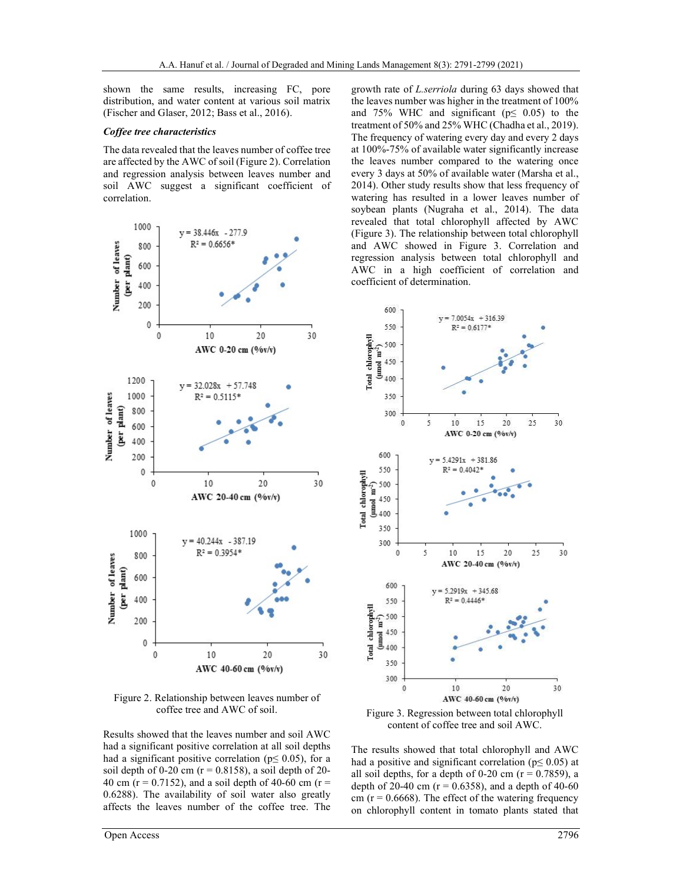shown the same results, increasing FC, pore distribution, and water content at various soil matrix (Fischer and Glaser, 2012; Bass et al., 2016).

### *Coffee tree characteristics*

The data revealed that the leaves number of coffee tree are affected by the AWC of soil (Figure 2). Correlation and regression analysis between leaves number and soil AWC suggest a significant coefficient of correlation.

Figure 2. Relationship between leaves number of coffee tree and AWC of soil.

Results showed that the leaves number and soil AWC had a significant positive correlation at all soil depths had a significant positive correlation ($p \leq 0.05$), for a soil depth of 0-20 cm ($r = 0.8158$), a soil depth of 20-40 cm ($r = 0.7152$), and a soil depth of 40-60 cm ($r = 0.6288$). The availability of soil water also greatly affects the leaves number of the coffee tree. The growth rate of *L.serriola* during 63 days showed that the leaves number was higher in the treatment of 100% and 75% WHC and significant ($p \leq 0.05$) to the treatment of 50% and 25% WHC (Chadha et al., 2019). The frequency of watering every day and every 2 days at 100%-75% of available water significantly increase the leaves number compared to the watering once every 3 days at 50% of available water (Marsha et al., 2014). Other study results show that less frequency of watering has resulted in a lower leaves number of soybean plants (Nugraha et al., 2014). The data revealed that total chlorophyll affected by AWC (Figure 3). The relationship between total chlorophyll and AWC showed in Figure 3. Correlation and regression analysis between total chlorophyll and AWC in a high coefficient of correlation and coefficient of determination.

Figure 3. Regression between total chlorophyll content of coffee tree and soil AWC.

The results showed that total chlorophyll and AWC had a positive and significant correlation ($p \leq 0.05$) at all soil depths, for a depth of 0-20 cm ($r = 0.7859$), a depth of 20-40 cm ($r = 0.6358$), and a depth of 40-60 cm ($r = 0.6668$). The effect of the watering frequency on chlorophyll content in tomato plants stated that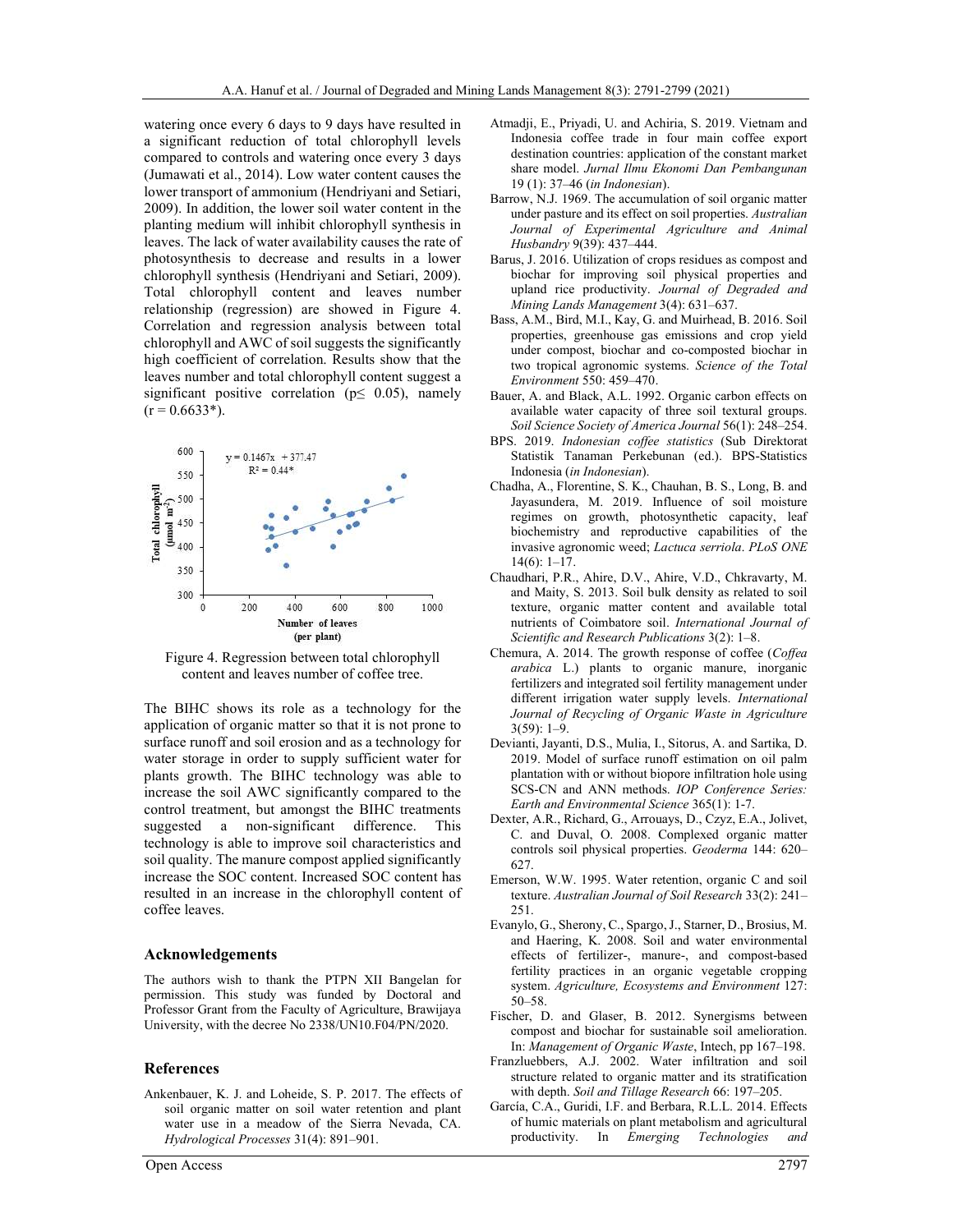watering once every 6 days to 9 days have resulted in a significant reduction of total chlorophyll levels compared to controls and watering once every 3 days (Jumawati et al., 2014). Low water content causes the lower transport of ammonium (Hendriyani and Setiari, 2009). In addition, the lower soil water content in the planting medium will inhibit chlorophyll synthesis in leaves. The lack of water availability causes the rate of photosynthesis to decrease and results in a lower chlorophyll synthesis (Hendriyani and Setiari, 2009). Total chlorophyll content and leaves number relationship (regression) are showed in Figure 4. Correlation and regression analysis between total chlorophyll and AWC of soil suggests the significantly high coefficient of correlation. Results show that the leaves number and total chlorophyll content suggest a significant positive correlation ($p \leq 0.05$), namely ($r = 0.6633$*).

Figure 4. Regression between total chlorophyll content and leaves number of coffee tree.

The BIHC shows its role as a technology for the application of organic matter so that it is not prone to surface runoff and soil erosion and as a technology for water storage in order to supply sufficient water for plants growth. The BIHC technology was able to increase the soil AWC significantly compared to the control treatment, but amongst the BIHC treatments suggested a non-significant difference. This technology is able to improve soil characteristics and soil quality. The manure compost applied significantly increase the SOC content. Increased SOC content has resulted in an increase in the chlorophyll content of coffee leaves.

## Acknowledgements

The authors wish to thank the PTPN XII Bangelan for permission. This study was funded by Doctoral and Professor Grant from the Faculty of Agriculture, Brawijaya University, with the decree No 2338/UN10.F04/PN/2020.

## References

Ankenbauer, K. J. and Loheide, S. P. 2017. The effects of soil organic matter on soil water retention and plant water use in a meadow of the Sierra Nevada, CA. *Hydrological Processes* 31(4): 891–901.

Atmadji, E., Priyadi, U. and Achiria, S. 2019. Vietnam and Indonesia coffee trade in four main coffee export destination countries: application of the constant market share model. *Jurnal Ilmu Ekonomi Dan Pembangunan* 19 (1): 37–46 (*in Indonesian*).

Barrow, N.J. 1969. The accumulation of soil organic matter under pasture and its effect on soil properties. *Australian Journal of Experimental Agriculture and Animal Husbandry* 9(39): 437–444.

Barus, J. 2016. Utilization of crops residues as compost and biochar for improving soil physical properties and upland rice productivity. *Journal of Degraded and Mining Lands Management* 3(4): 631–637.

Bass, A.M., Bird, M.I., Kay, G. and Muirhead, B. 2016. Soil properties, greenhouse gas emissions and crop yield under compost, biochar and co-composted biochar in two tropical agronomic systems. *Science of the Total Environment* 550: 459–470.

Bauer, A. and Black, A.L. 1992. Organic carbon effects on available water capacity of three soil textural groups. *Soil Science Society of America Journal* 56(1): 248–254.

BPS. 2019. *Indonesian coffee statistics* (Sub Direktorat Statistik Tanaman Perkebunan (ed.). BPS-Statistics Indonesia (*in Indonesian*).

Chadha, A., Florentine, S. K., Chauhan, B. S., Long, B. and Jayasundera, M. 2019. Influence of soil moisture regimes on growth, photosynthetic capacity, leaf biochemistry and reproductive capabilities of the invasive agronomic weed; *Lactuca serriola*. *PLoS ONE* 14(6): 1–17.

Chaudhari, P.R., Ahire, D.V., Ahire, V.D., Chkravarty, M. and Maity, S. 2013. Soil bulk density as related to soil texture, organic matter content and available total nutrients of Coimbatore soil. *International Journal of Scientific and Research Publications* 3(2): 1–8.

Chemura, A. 2014. The growth response of coffee (*Coffea arabica* L.) plants to organic manure, inorganic fertilizers and integrated soil fertility management under different irrigation water supply levels. *International Journal of Recycling of Organic Waste in Agriculture* 3(59): 1–9.

Devianti, Jayanti, D.S., Mulia, I., Sitorus, A. and Sartika, D. 2019. Model of surface runoff estimation on oil palm plantation with or without biopore infiltration hole using SCS-CN and ANN methods. *IOP Conference Series: Earth and Environmental Science* 365(1): 1-7.

Dexter, A.R., Richard, G., Arrouays, D., Czyz, E.A., Jolivet, C. and Duval, O. 2008. Complexed organic matter controls soil physical properties. *Geoderma* 144: 620–627.

Emerson, W.W. 1995. Water retention, organic C and soil texture. *Australian Journal of Soil Research* 33(2): 241–251.

Evanylo, G., Sherony, C., Spargo, J., Starner, D., Brosius, M. and Haering, K. 2008. Soil and water environmental effects of fertilizer-, manure-, and compost-based fertility practices in an organic vegetable cropping system. *Agriculture, Ecosystems and Environment* 127: 50–58.

Fischer, D. and Glaser, B. 2012. Synergisms between compost and biochar for sustainable soil amelioration. In: *Management of Organic Waste*, Intech, pp 167–198.

Franzluebbers, A.J. 2002. Water infiltration and soil structure related to organic matter and its stratification with depth. *Soil and Tillage Research* 66: 197–205.

García, C.A., Guridi, I.F. and Berbara, R.L.L. 2014. Effects of humic materials on plant metabolism and agricultural productivity. In *Emerging Technologies and*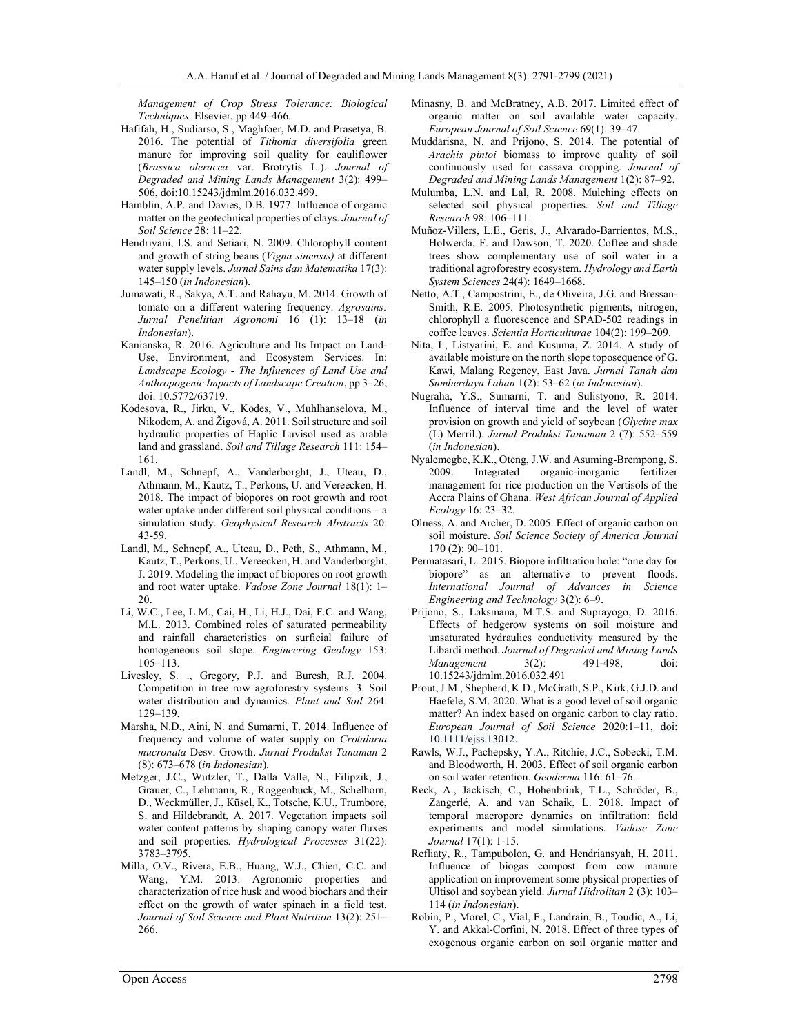*Management of Crop Stress Tolerance: Biological Techniques*. Elsevier, pp 449–466.

Hafifah, H., Sudiarso, S., Maghfoer, M.D. and Prasetya, B. 2016. The potential of *Tithonia diversifolia* green manure for improving soil quality for cauliflower (*Brassica oleracea* var. Brotrytis L.). *Journal of Degraded and Mining Lands Management* 3(2): 499–506, doi:10.15243/jdmlm.2016.032.499.

Hamblin, A.P. and Davies, D.B. 1977. Influence of organic matter on the geotechnical properties of clays. *Journal of Soil Science* 28: 11–22.

Hendriyani, I.S. and Setiari, N. 2009. Chlorophyll content and growth of string beans (*Vigna sinensis)* at different water supply levels. *Jurnal Sains dan Matematika* 17(3): 145–150 (*in Indonesian*).

Jumawati, R., Sakya, A.T. and Rahayu, M. 2014. Growth of tomato on a different watering frequency. *Agrosains: Jurnal Penelitian Agronomi* 16 (1): 13–18 (*in Indonesian*).

Kanianska, R. 2016. Agriculture and Its Impact on Land-Use, Environment, and Ecosystem Services. In: *Landscape Ecology - The Influences of Land Use and Anthropogenic Impacts of Landscape Creation*, pp 3–26, doi: 10.5772/63719.

Kodesova, R., Jirku, V., Kodes, V., Muhlhanselova, M., Nikodem, A. and Žigová, A. 2011. Soil structure and soil hydraulic properties of Haplic Luvisol used as arable land and grassland. *Soil and Tillage Research* 111: 154–161.

Landl, M., Schnepf, A., Vanderborght, J., Uteau, D., Athmann, M., Kautz, T., Perkons, U. and Vereecken, H. 2018. The impact of biopores on root growth and root water uptake under different soil physical conditions – a simulation study. *Geophysical Research Abstracts* 20: 43-59.

Landl, M., Schnepf, A., Uteau, D., Peth, S., Athmann, M., Kautz, T., Perkons, U., Vereecken, H. and Vanderborght, J. 2019. Modeling the impact of biopores on root growth and root water uptake. *Vadose Zone Journal* 18(1): 1–20.

Li, W.C., Lee, L.M., Cai, H., Li, H.J., Dai, F.C. and Wang, M.L. 2013. Combined roles of saturated permeability and rainfall characteristics on surficial failure of homogeneous soil slope. *Engineering Geology* 153: 105–113.

Livesley, S. ., Gregory, P.J. and Buresh, R.J. 2004. Competition in tree row agroforestry systems. 3. Soil water distribution and dynamics. *Plant and Soil* 264: 129–139.

Marsha, N.D., Aini, N. and Sumarni, T. 2014. Influence of frequency and volume of water supply on *Crotalaria mucronata* Desv. Growth. *Jurnal Produksi Tanaman* 2 (8): 673–678 (*in Indonesian*).

Metzger, J.C., Wutzler, T., Dalla Valle, N., Filipzik, J., Grauer, C., Lehmann, R., Roggenbuck, M., Schelhorn, D., Weckmüller, J., Küsel, K., Totsche, K.U., Trumbore, S. and Hildebrandt, A. 2017. Vegetation impacts soil water content patterns by shaping canopy water fluxes and soil properties. *Hydrological Processes* 31(22): 3783–3795.

Milla, O.V., Rivera, E.B., Huang, W.J., Chien, C.C. and Wang, Y.M. 2013. Agronomic properties and characterization of rice husk and wood biochars and their effect on the growth of water spinach in a field test. *Journal of Soil Science and Plant Nutrition* 13(2): 251–266.

Minasny, B. and McBratney, A.B. 2017. Limited effect of organic matter on soil available water capacity. *European Journal of Soil Science* 69(1): 39–47.

Muddarisna, N. and Prijono, S. 2014. The potential of *Arachis pintoi* biomass to improve quality of soil continuously used for cassava cropping. *Journal of Degraded and Mining Lands Management* 1(2): 87–92.

Mulumba, L.N. and Lal, R. 2008. Mulching effects on selected soil physical properties. *Soil and Tillage Research* 98: 106–111.

Muñoz-Villers, L.E., Geris, J., Alvarado-Barrientos, M.S., Holwerda, F. and Dawson, T. 2020. Coffee and shade trees show complementary use of soil water in a traditional agroforestry ecosystem. *Hydrology and Earth System Sciences* 24(4): 1649–1668.

Netto, A.T., Campostrini, E., de Oliveira, J.G. and Bressan-Smith, R.E. 2005. Photosynthetic pigments, nitrogen, chlorophyll a fluorescence and SPAD-502 readings in coffee leaves. *Scientia Horticulturae* 104(2): 199–209.

Nita, I., Listyarini, E. and Kusuma, Z. 2014. A study of available moisture on the north slope toposequence of G. Kawi, Malang Regency, East Java. *Jurnal Tanah dan Sumberdaya Lahan* 1(2): 53–62 (*in Indonesian*).

Nugraha, Y.S., Sumarni, T. and Sulistyono, R. 2014. Influence of interval time and the level of water provision on growth and yield of soybean (*Glycine max* (L) Merril.). *Jurnal Produksi Tanaman* 2 (7): 552–559 (*in Indonesian*).

Nyalemegbe, K.K., Oteng, J.W. and Asuming-Brempong, S. 2009. Integrated organic-inorganic fertilizer management for rice production on the Vertisols of the Accra Plains of Ghana. *West African Journal of Applied Ecology* 16: 23–32.

Olness, A. and Archer, D. 2005. Effect of organic carbon on soil moisture. *Soil Science Society of America Journal* 170 (2): 90–101.

Permatasari, L. 2015. Biopore infiltration hole: "one day for biopore" as an alternative to prevent floods. *International Journal of Advances in Science Engineering and Technology* 3(2): 6–9.

Prijono, S., Laksmana, M.T.S. and Suprayogo, D. 2016. Effects of hedgerow systems on soil moisture and unsaturated hydraulics conductivity measured by the Libardi method. *Journal of Degraded and Mining Lands Management* 3(2): 491-498, doi: 10.15243/jdmlm.2016.032.491

Prout, J.M., Shepherd, K.D., McGrath, S.P., Kirk, G.J.D. and Haefele, S.M. 2020. What is a good level of soil organic matter? An index based on organic carbon to clay ratio. *European Journal of Soil Science* 2020:1–11, doi: 10.1111/ejss.13012.

Rawls, W.J., Pachepsky, Y.A., Ritchie, J.C., Sobecki, T.M. and Bloodworth, H. 2003. Effect of soil organic carbon on soil water retention. *Geoderma* 116: 61–76.

Reck, A., Jackisch, C., Hohenbrink, T.L., Schröder, B., Zangerlé, A. and van Schaik, L. 2018. Impact of temporal macropore dynamics on infiltration: field experiments and model simulations. *Vadose Zone Journal* 17(1): 1-15.

Refliaty, R., Tampubolon, G. and Hendriansyah, H. 2011. Influence of biogas compost from cow manure application on improvement some physical properties of Ultisol and soybean yield. *Jurnal Hidrolitan* 2 (3): 103–114 (*in Indonesian*).

Robin, P., Morel, C., Vial, F., Landrain, B., Toudic, A., Li, Y. and Akkal-Corfini, N. 2018. Effect of three types of exogenous organic carbon on soil organic matter and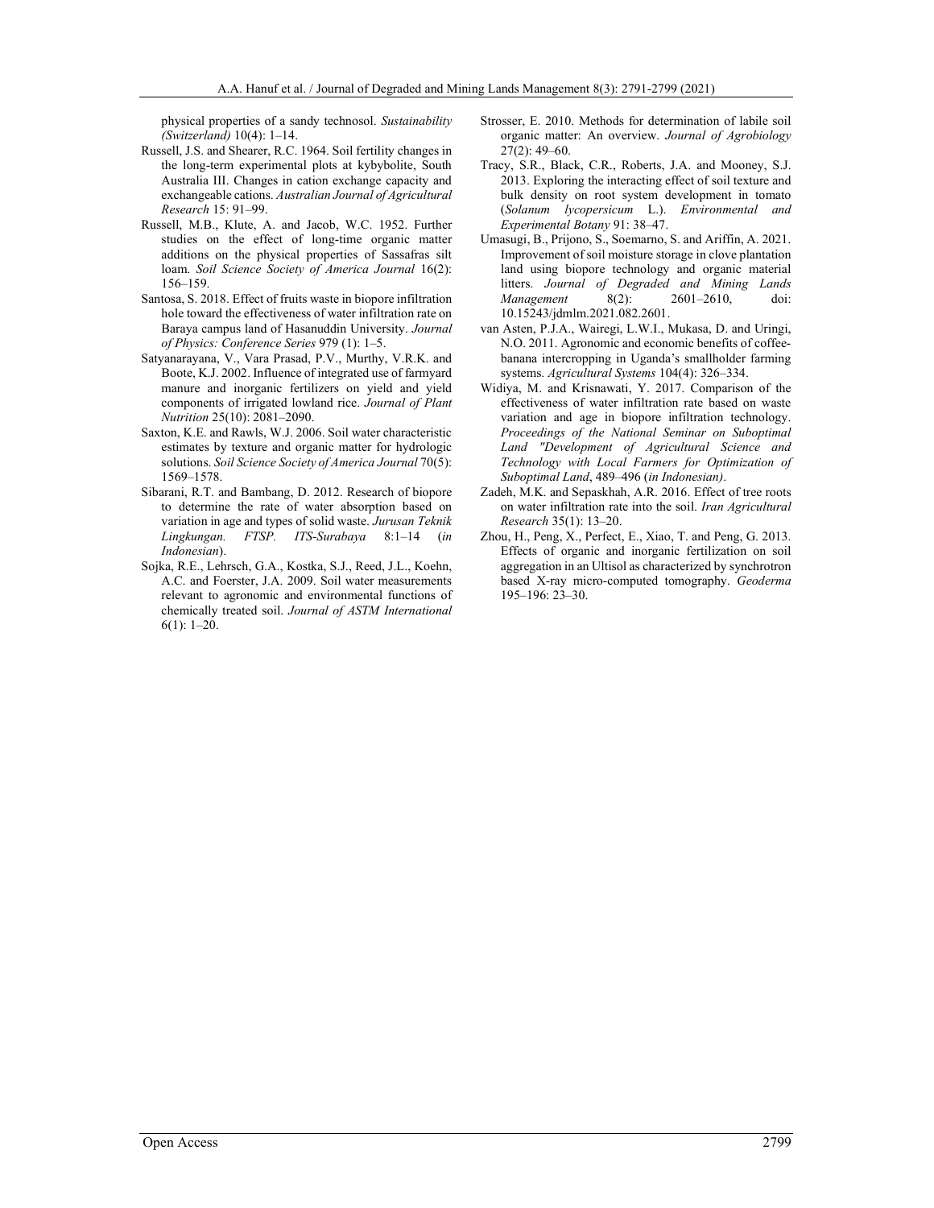physical properties of a sandy technosol. *Sustainability (Switzerland)* 10(4): 1–14.

Russell, J.S. and Shearer, R.C. 1964. Soil fertility changes in the long-term experimental plots at kybybolite, South Australia III. Changes in cation exchange capacity and exchangeable cations. *Australian Journal of Agricultural Research* 15: 91–99.

Russell, M.B., Klute, A. and Jacob, W.C. 1952. Further studies on the effect of long-time organic matter additions on the physical properties of Sassafras silt loam. *Soil Science Society of America Journal* 16(2): 156–159.

Santosa, S. 2018. Effect of fruits waste in biopore infiltration hole toward the effectiveness of water infiltration rate on Baraya campus land of Hasanuddin University. *Journal of Physics: Conference Series* 979 (1): 1–5.

Satyanarayana, V., Vara Prasad, P.V., Murthy, V.R.K. and Boote, K.J. 2002. Influence of integrated use of farmyard manure and inorganic fertilizers on yield and yield components of irrigated lowland rice. *Journal of Plant Nutrition* 25(10): 2081–2090.

Saxton, K.E. and Rawls, W.J. 2006. Soil water characteristic estimates by texture and organic matter for hydrologic solutions. *Soil Science Society of America Journal* 70(5): 1569–1578.

Sibarani, R.T. and Bambang, D. 2012. Research of biopore to determine the rate of water absorption based on variation in age and types of solid waste. *Jurusan Teknik Lingkungan. FTSP. ITS-Surabaya* 8:1–14 (*in Indonesian*).

Sojka, R.E., Lehrsch, G.A., Kostka, S.J., Reed, J.L., Koehn, A.C. and Foerster, J.A. 2009. Soil water measurements relevant to agronomic and environmental functions of chemically treated soil. *Journal of ASTM International* 6(1): 1–20.

Strosser, E. 2010. Methods for determination of labile soil organic matter: An overview. *Journal of Agrobiology* 27(2): 49–60.

Tracy, S.R., Black, C.R., Roberts, J.A. and Mooney, S.J. 2013. Exploring the interacting effect of soil texture and bulk density on root system development in tomato (*Solanum lycopersicum* L.). *Environmental and Experimental Botany* 91: 38–47.

Umasugi, B., Prijono, S., Soemarno, S. and Ariffin, A. 2021. Improvement of soil moisture storage in clove plantation land using biopore technology and organic material litters. *Journal of Degraded and Mining Lands Management* 8(2): 2601–2610, doi: 10.15243/jdmlm.2021.082.2601.

van Asten, P.J.A., Wairegi, L.W.I., Mukasa, D. and Uringi, N.O. 2011. Agronomic and economic benefits of coffee-banana intercropping in Uganda's smallholder farming systems. *Agricultural Systems* 104(4): 326–334.

Widiya, M. and Krisnawati, Y. 2017. Comparison of the effectiveness of water infiltration rate based on waste variation and age in biopore infiltration technology. *Proceedings of the National Seminar on Suboptimal Land "Development of Agricultural Science and Technology with Local Farmers for Optimization of Suboptimal Land*, 489–496 (*in Indonesian)*.

Zadeh, M.K. and Sepaskhah, A.R. 2016. Effect of tree roots on water infiltration rate into the soil. *Iran Agricultural Research* 35(1): 13–20.

Zhou, H., Peng, X., Perfect, E., Xiao, T. and Peng, G. 2013. Effects of organic and inorganic fertilization on soil aggregation in an Ultisol as characterized by synchrotron based X-ray micro-computed tomography. *Geoderma* 195–196: 23–30.